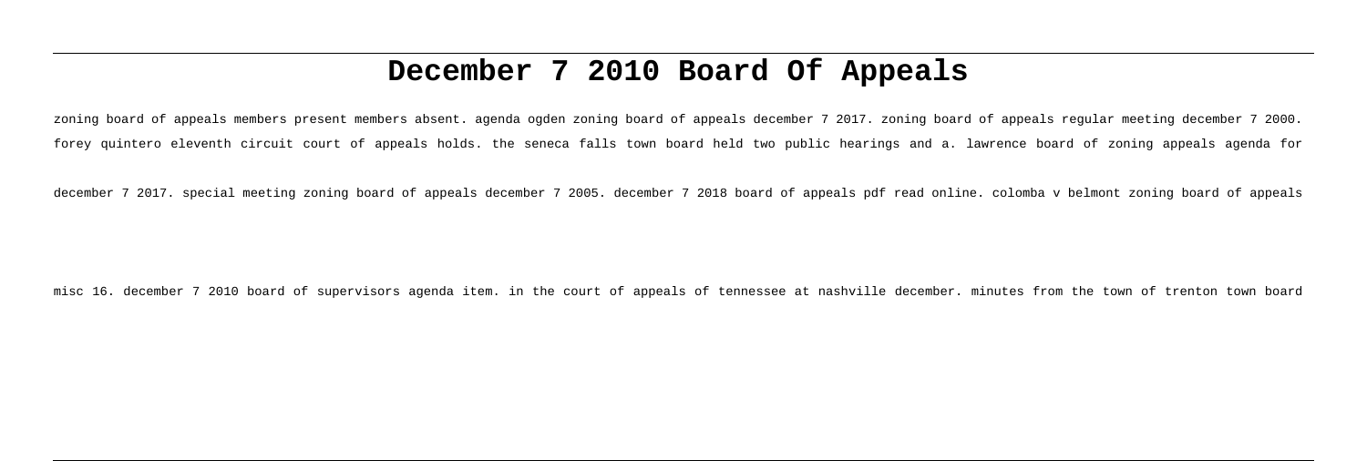# December 7 2010 Board Of Appeals

zoning board of appeals members present members absent. agenda ogden zoning board of appeals december 7 2017. zoning board of appeals regular meeting december 7 2000. forey quintero eleventh circuit court of appeals holds. the seneca falls town board held two public hearings and a. lawrence board of zoning appeals agenda for december 7 2017. special meeting zoning board of appeals december 7 2005. december 7 2018 board of appeals pdf read online. colomba v belmont zoning board of appeals misc 16. december 7 2010 board of supervisors agenda item. in the court of appeals of tennessee at nashville december. minutes from the town of trenton town board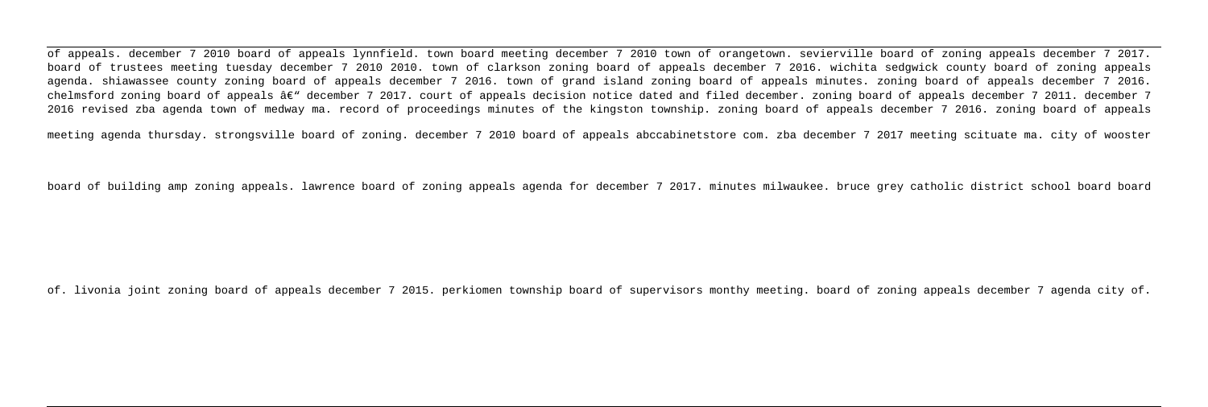of appeals. december 7 2010 board of appeals lynnfield. town board meeting december 7 2010 town of orangetown. sevierville board of zoning appeals december 7 2017. board of trustees meeting tuesday december 7 2010 2010. town of clarkson zoning board of appeals december 7 2016. wichita sedgwick county board of zoning appeals agenda. shiawassee county zoning board of appeals december 7 2016. town of grand island zoning board of appeals minutes. zoning board of appeals december 7 2016. chelmsford zoning board of appeals â€" december 7 2017. court of appeals decision notice dated and filed december. zoning board of appeals december 7 2011. december 7 2016 revised zba agenda town of medway ma. record of proceedings minutes of the kingston township. zoning board of appeals december 7 2016. zoning board of appeals meeting agenda thursday. strongsville board of zoning. december 7 2010 board of appeals abccabinetstore com. zba december 7 2017 meeting scituate ma. city of wooster board of building amp zoning appeals. lawrence board of zoning appeals agenda for december 7 2017. minutes milwaukee. bruce grey catholic district school board board of. livonia joint zoning board of appeals december 7 2015. perkiomen township board of supervisors monthy meeting. board of zoning appeals december 7 agenda city of.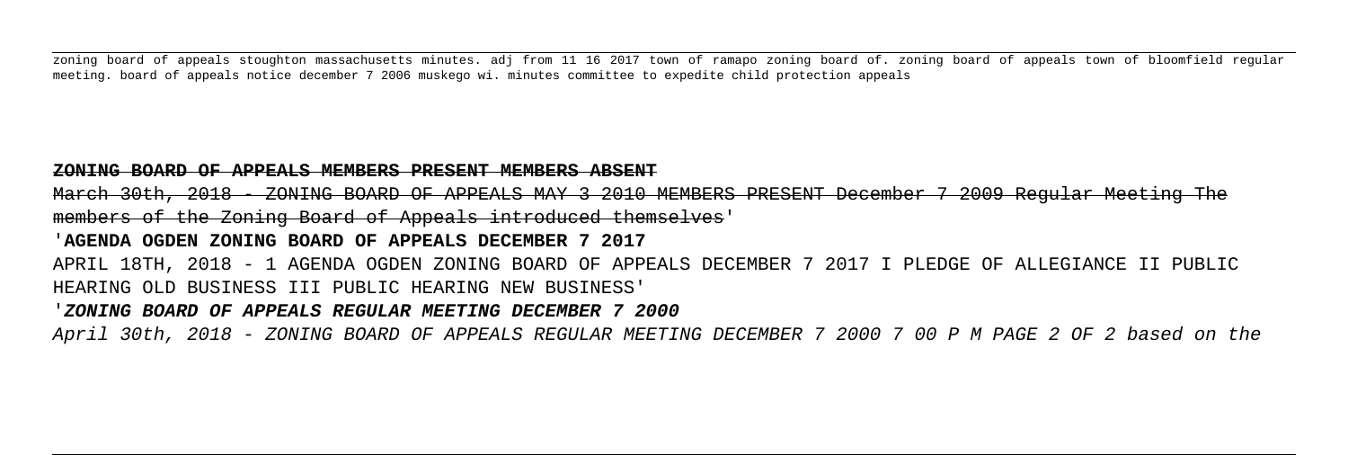zoning board of appeals stoughton massachusetts minutes. adj from 11 16 2017 town of ramapo zoning board of. zoning board of appeals town of bloomfield regular meeting. board of appeals notice december 7 2006 muskego wi. minutes committee to expedite child protection appeals

**ZONING BOARD OF APPEALS MEMBERS PRESENT MEMBERS ABSENT**

March 30th, 2018 - ZONING BOARD OF APPEALS MAY 3 2010 MEMBERS PRESENT December 7 2009 Regular Meeting The members of the Zoning Board of Appeals introduced themselves'

'**AGENDA OGDEN ZONING BOARD OF APPEALS DECEMBER 7 2017**

APRIL 18TH, 2018 - 1 AGENDA OGDEN ZONING BOARD OF APPEALS DECEMBER 7 2017 I PLEDGE OF ALLEGIANCE II PUBLIC HEARING OLD BUSINESS III PUBLIC HEARING NEW BUSINESS'

'***ZONING BOARD OF APPEALS REGULAR MEETING DECEMBER 7 2000***

*April 30th, 2018 - ZONING BOARD OF APPEALS REGULAR MEETING DECEMBER 7 2000 7 00 P M PAGE 2 OF 2 based on the*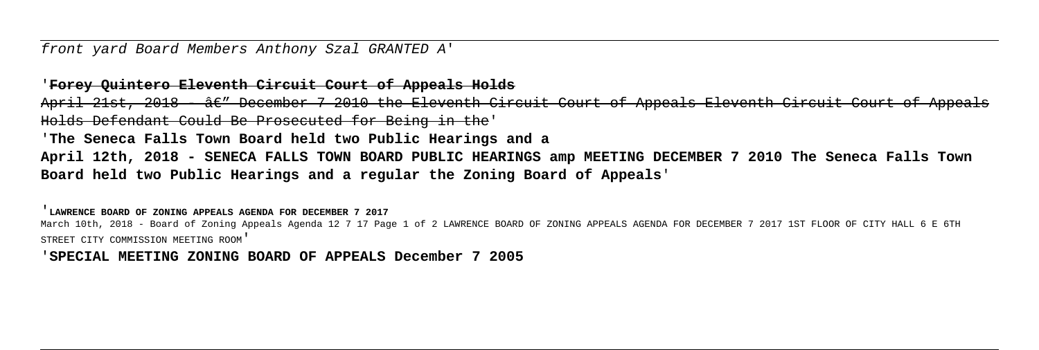front yard Board Members Anthony Szal GRANTED A'

'**~~Forey Quintero Eleventh Circuit Court of Appeals Holds~~**
~~April 21st, 2018 - â€" December 7 2010 the Eleventh Circuit Court of Appeals Eleventh Circuit Court of Appeals Holds Defendant Could Be Prosecuted for Being in the~~'

'**The Seneca Falls Town Board held two Public Hearings and a**
**April 12th, 2018 - SENECA FALLS TOWN BOARD PUBLIC HEARINGS amp MEETING DECEMBER 7 2010 The Seneca Falls Town Board held two Public Hearings and a regular the Zoning Board of Appeals**'

'**LAWRENCE BOARD OF ZONING APPEALS AGENDA FOR DECEMBER 7 2017**
March 10th, 2018 - Board of Zoning Appeals Agenda 12 7 17 Page 1 of 2 LAWRENCE BOARD OF ZONING APPEALS AGENDA FOR DECEMBER 7 2017 1ST FLOOR OF CITY HALL 6 E 6TH STREET CITY COMMISSION MEETING ROOM'

'**SPECIAL MEETING ZONING BOARD OF APPEALS December 7 2005**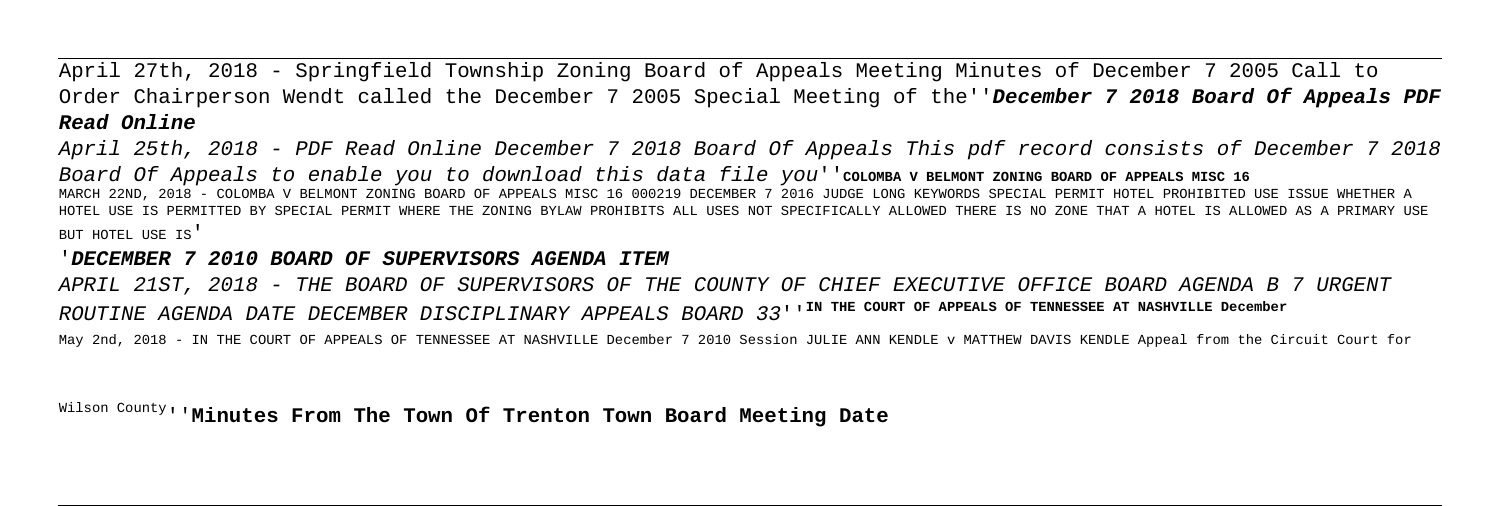April 27th, 2018 - Springfield Township Zoning Board of Appeals Meeting Minutes of December 7 2005 Call to Order Chairperson Wendt called the December 7 2005 Special Meeting of the''**December 7 2018 Board Of Appeals PDF Read Online**

April 25th, 2018 - PDF Read Online December 7 2018 Board Of Appeals This pdf record consists of December 7 2018 Board Of Appeals to enable you to download this data file you''**COLOMBA V BELMONT ZONING BOARD OF APPEALS MISC 16**
MARCH 22ND, 2018 - COLOMBA V BELMONT ZONING BOARD OF APPEALS MISC 16 000219 DECEMBER 7 2016 JUDGE LONG KEYWORDS SPECIAL PERMIT HOTEL PROHIBITED USE ISSUE WHETHER A HOTEL USE IS PERMITTED BY SPECIAL PERMIT WHERE THE ZONING BYLAW PROHIBITS ALL USES NOT SPECIFICALLY ALLOWED THERE IS NO ZONE THAT A HOTEL IS ALLOWED AS A PRIMARY USE BUT HOTEL USE IS'

'**DECEMBER 7 2010 BOARD OF SUPERVISORS AGENDA ITEM**

APRIL 21ST, 2018 - THE BOARD OF SUPERVISORS OF THE COUNTY OF CHIEF EXECUTIVE OFFICE BOARD AGENDA B 7 URGENT ROUTINE AGENDA DATE DECEMBER DISCIPLINARY APPEALS BOARD 33''**IN THE COURT OF APPEALS OF TENNESSEE AT NASHVILLE December**

May 2nd, 2018 - IN THE COURT OF APPEALS OF TENNESSEE AT NASHVILLE December 7 2010 Session JULIE ANN KENDLE v MATTHEW DAVIS KENDLE Appeal from the Circuit Court for Wilson County''**Minutes From The Town Of Trenton Town Board Meeting Date**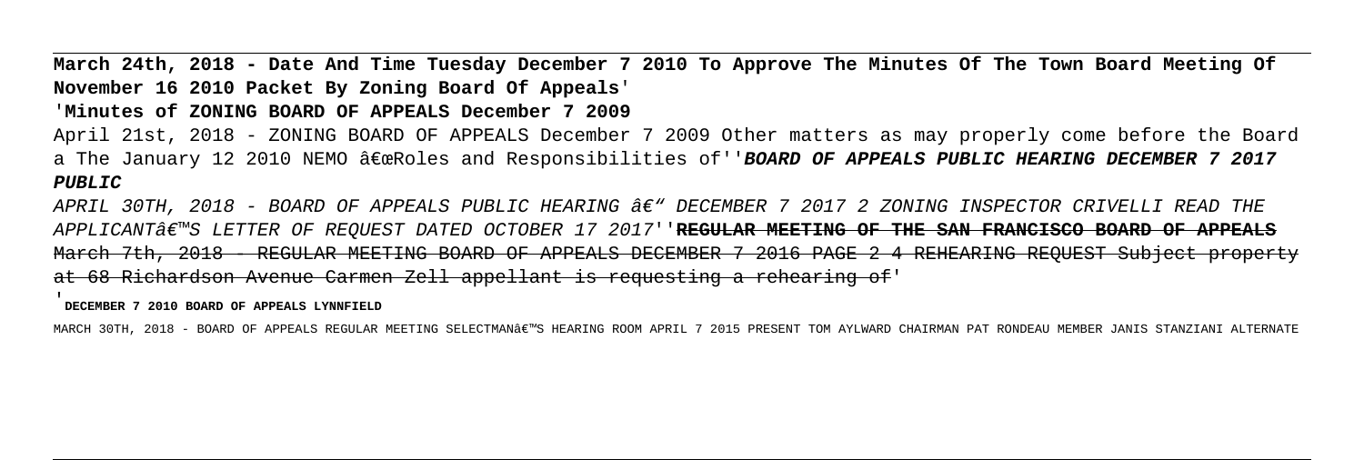**March 24th, 2018 - Date And Time Tuesday December 7 2010 To Approve The Minutes Of The Town Board Meeting Of November 16 2010 Packet By Zoning Board Of Appeals**'

'**Minutes of ZONING BOARD OF APPEALS December 7 2009**

April 21st, 2018 - ZONING BOARD OF APPEALS December 7 2009 Other matters as may properly come before the Board a The January 12 2010 NEMO â€œRoles and Responsibilities of''***BOARD OF APPEALS PUBLIC HEARING DECEMBER 7 2017 PUBLIC***

*APRIL 30TH, 2018 - BOARD OF APPEALS PUBLIC HEARING â€" DECEMBER 7 2017 2 ZONING INSPECTOR CRIVELLI READ THE APPLICANTâ€™S LETTER OF REQUEST DATED OCTOBER 17 2017*''**REGULAR MEETING OF THE SAN FRANCISCO BOARD OF APPEALS**

~~March 7th, 2018 - REGULAR MEETING BOARD OF APPEALS DECEMBER 7 2016 PAGE 2 4 REHEARING REQUEST Subject property at 68 Richardson Avenue Carmen Zell appellant is requesting a rehearing of~~'

'**DECEMBER 7 2010 BOARD OF APPEALS LYNNFIELD**

MARCH 30TH, 2018 - BOARD OF APPEALS REGULAR MEETING SELECTMANâ€™S HEARING ROOM APRIL 7 2015 PRESENT TOM AYLWARD CHAIRMAN PAT RONDEAU MEMBER JANIS STANZIANI ALTERNATE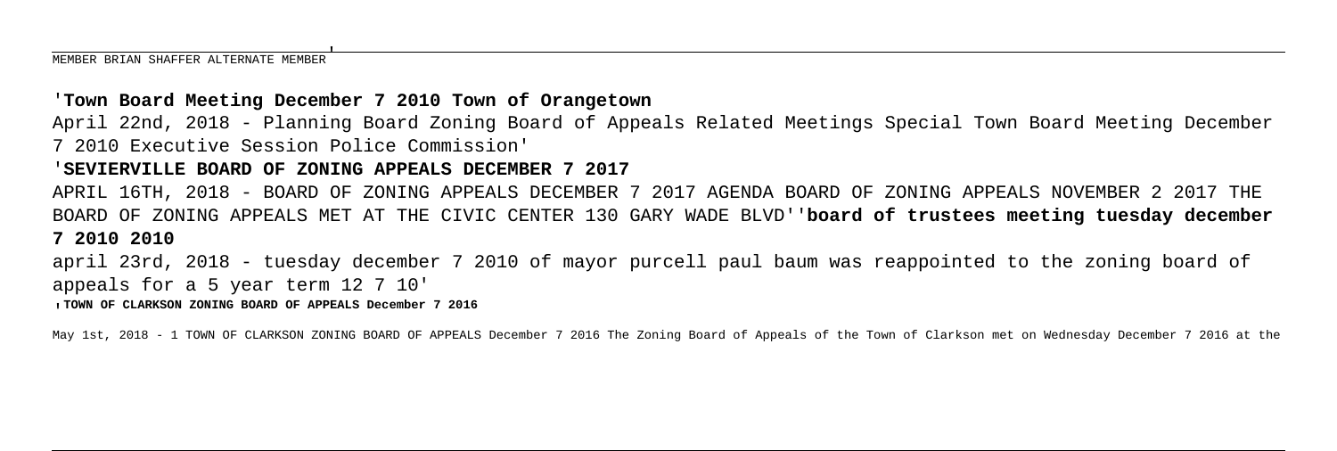MEMBER BRIAN SHAFFER ALTERNATE MEMBER'

'**Town Board Meeting December 7 2010 Town of Orangetown**

April 22nd, 2018 - Planning Board Zoning Board of Appeals Related Meetings Special Town Board Meeting December 7 2010 Executive Session Police Commission'

'**SEVIERVILLE BOARD OF ZONING APPEALS DECEMBER 7 2017**

APRIL 16TH, 2018 - BOARD OF ZONING APPEALS DECEMBER 7 2017 AGENDA BOARD OF ZONING APPEALS NOVEMBER 2 2017 THE BOARD OF ZONING APPEALS MET AT THE CIVIC CENTER 130 GARY WADE BLVD''**board of trustees meeting tuesday december 7 2010 2010**

april 23rd, 2018 - tuesday december 7 2010 of mayor purcell paul baum was reappointed to the zoning board of appeals for a 5 year term 12 7 10'

'**TOWN OF CLARKSON ZONING BOARD OF APPEALS December 7 2016**

May 1st, 2018 - 1 TOWN OF CLARKSON ZONING BOARD OF APPEALS December 7 2016 The Zoning Board of Appeals of the Town of Clarkson met on Wednesday December 7 2016 at the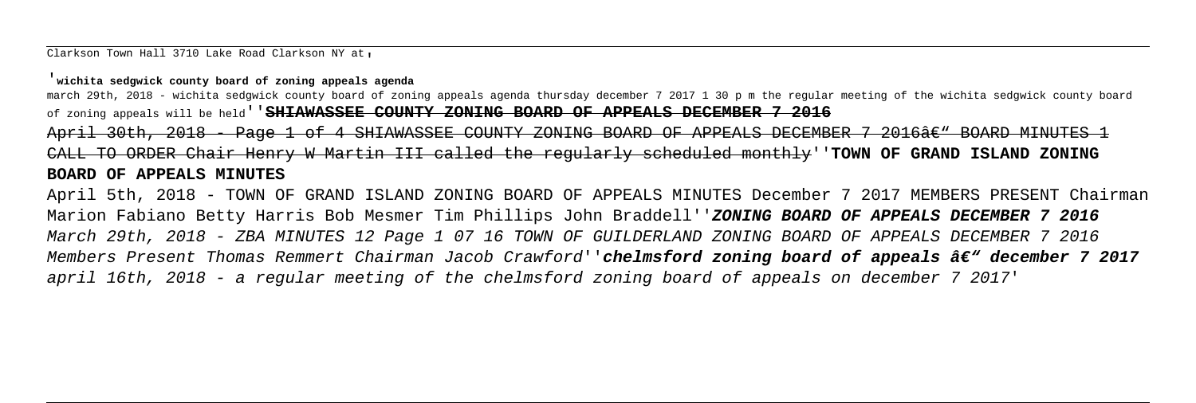Clarkson Town Hall 3710 Lake Road Clarkson NY at'

'**wichita sedgwick county board of zoning appeals agenda**

march 29th, 2018 - wichita sedgwick county board of zoning appeals agenda thursday december 7 2017 1 30 p m the regular meeting of the wichita sedgwick county board of zoning appeals will be held''**SHIAWASSEE COUNTY ZONING BOARD OF APPEALS DECEMBER 7 2016**

April 30th, 2018 - Page 1 of 4 SHIAWASSEE COUNTY ZONING BOARD OF APPEALS DECEMBER 7 2016â€" BOARD MINUTES 1 CALL TO ORDER Chair Henry W Martin III called the regularly scheduled monthly''**TOWN OF GRAND ISLAND ZONING BOARD OF APPEALS MINUTES**

April 5th, 2018 - TOWN OF GRAND ISLAND ZONING BOARD OF APPEALS MINUTES December 7 2017 MEMBERS PRESENT Chairman Marion Fabiano Betty Harris Bob Mesmer Tim Phillips John Braddell''***ZONING BOARD OF APPEALS DECEMBER 7 2016***

*March 29th, 2018 - ZBA MINUTES 12 Page 1 07 16 TOWN OF GUILDERLAND ZONING BOARD OF APPEALS DECEMBER 7 2016 Members Present Thomas Remmert Chairman Jacob Crawford*''***chelmsford zoning board of appeals â€" december 7 2017***

*april 16th, 2018 - a regular meeting of the chelmsford zoning board of appeals on december 7 2017*'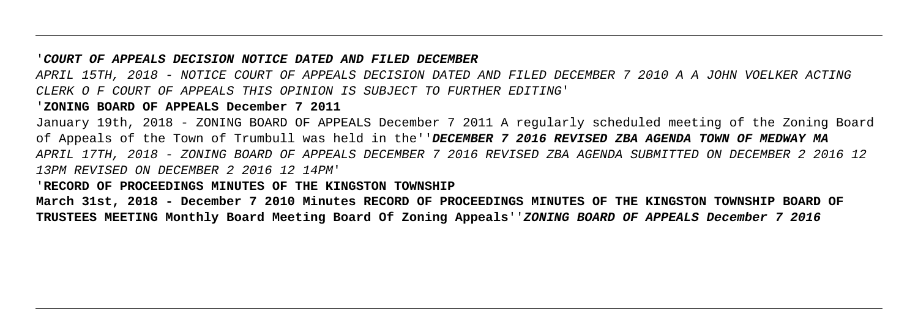'**COURT OF APPEALS DECISION NOTICE DATED AND FILED DECEMBER**

APRIL 15TH, 2018 - NOTICE COURT OF APPEALS DECISION DATED AND FILED DECEMBER 7 2010 A A JOHN VOELKER ACTING CLERK O F COURT OF APPEALS THIS OPINION IS SUBJECT TO FURTHER EDITING'

'**ZONING BOARD OF APPEALS December 7 2011**

January 19th, 2018 - ZONING BOARD OF APPEALS December 7 2011 A regularly scheduled meeting of the Zoning Board of Appeals of the Town of Trumbull was held in the''**DECEMBER 7 2016 REVISED ZBA AGENDA TOWN OF MEDWAY MA**

APRIL 17TH, 2018 - ZONING BOARD OF APPEALS DECEMBER 7 2016 REVISED ZBA AGENDA SUBMITTED ON DECEMBER 2 2016 12 13PM REVISED ON DECEMBER 2 2016 12 14PM'

'**RECORD OF PROCEEDINGS MINUTES OF THE KINGSTON TOWNSHIP**

**March 31st, 2018 - December 7 2010 Minutes RECORD OF PROCEEDINGS MINUTES OF THE KINGSTON TOWNSHIP BOARD OF TRUSTEES MEETING Monthly Board Meeting Board Of Zoning Appeals''*ZONING BOARD OF APPEALS December 7 2016***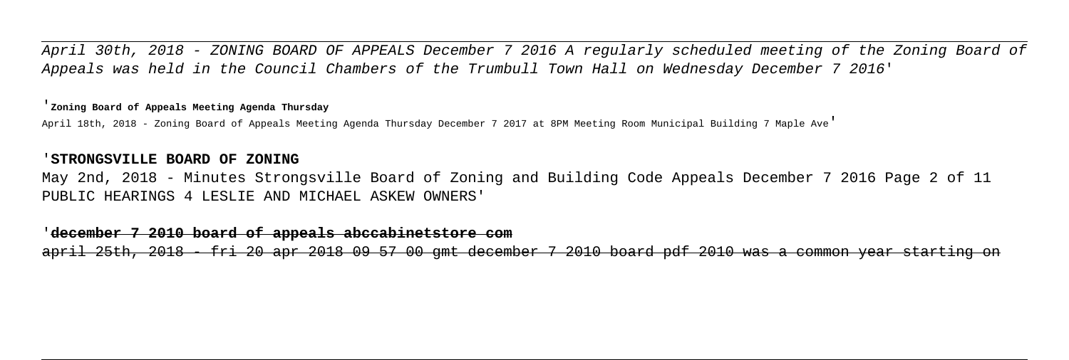April 30th, 2018 - ZONING BOARD OF APPEALS December 7 2016 A regularly scheduled meeting of the Zoning Board of Appeals was held in the Council Chambers of the Trumbull Town Hall on Wednesday December 7 2016'

'**Zoning Board of Appeals Meeting Agenda Thursday**

April 18th, 2018 - Zoning Board of Appeals Meeting Agenda Thursday December 7 2017 at 8PM Meeting Room Municipal Building 7 Maple Ave'

'**STRONGSVILLE BOARD OF ZONING**

May 2nd, 2018 - Minutes Strongsville Board of Zoning and Building Code Appeals December 7 2016 Page 2 of 11 PUBLIC HEARINGS 4 LESLIE AND MICHAEL ASKEW OWNERS'

'~~**december 7 2010 board of appeals abccabinetstore com**~~

~~april 25th, 2018 - fri 20 apr 2018 09 57 00 gmt december 7 2010 board pdf 2010 was a common year starting on~~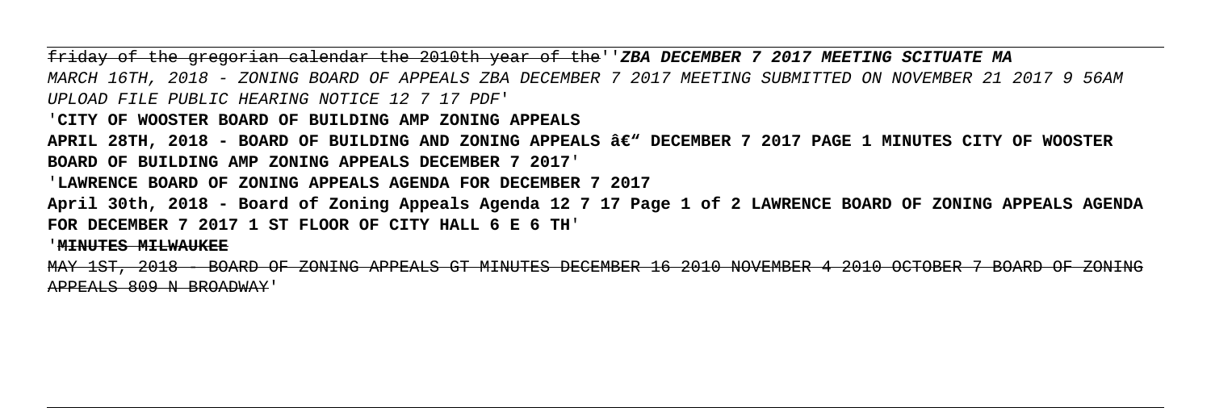~~friday of the gregorian calendar the 2010th year of the~~''**_ZBA DECEMBER 7 2017 MEETING SCITUATE MA_**

_MARCH 16TH, 2018 - ZONING BOARD OF APPEALS ZBA DECEMBER 7 2017 MEETING SUBMITTED ON NOVEMBER 21 2017 9 56AM UPLOAD FILE PUBLIC HEARING NOTICE 12 7 17 PDF_'

'**CITY OF WOOSTER BOARD OF BUILDING AMP ZONING APPEALS**

**APRIL 28TH, 2018 - BOARD OF BUILDING AND ZONING APPEALS â€" DECEMBER 7 2017 PAGE 1 MINUTES CITY OF WOOSTER BOARD OF BUILDING AMP ZONING APPEALS DECEMBER 7 2017**'

'**LAWRENCE BOARD OF ZONING APPEALS AGENDA FOR DECEMBER 7 2017**

**April 30th, 2018 - Board of Zoning Appeals Agenda 12 7 17 Page 1 of 2 LAWRENCE BOARD OF ZONING APPEALS AGENDA FOR DECEMBER 7 2017 1 ST FLOOR OF CITY HALL 6 E 6 TH**'

'~~**MINUTES MILWAUKEE**~~

~~MAY 1ST, 2018 - BOARD OF ZONING APPEALS GT MINUTES DECEMBER 16 2010 NOVEMBER 4 2010 OCTOBER 7 BOARD OF ZONING APPEALS 809 N BROADWAY~~'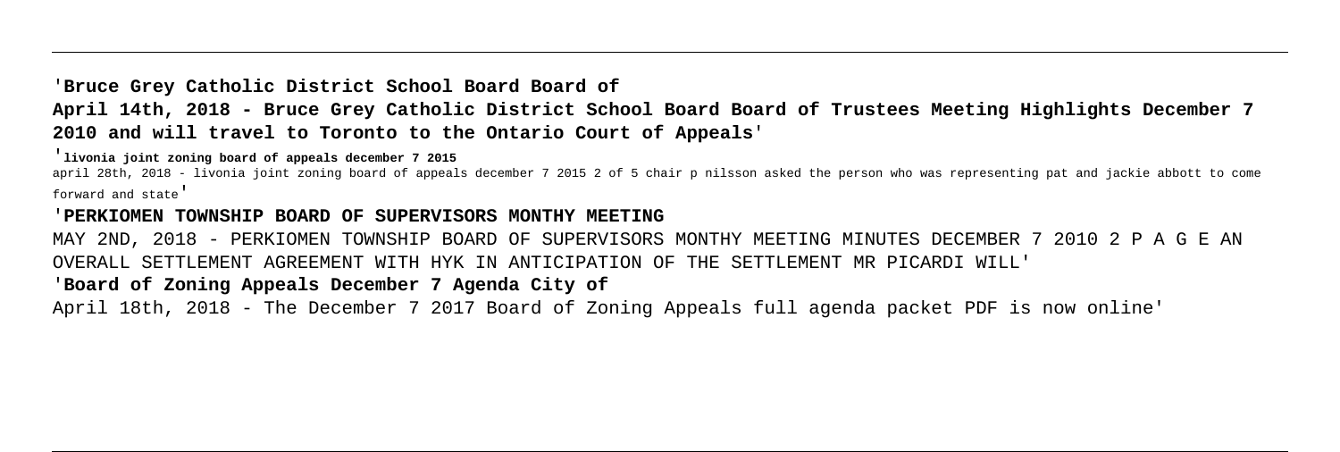'**Bruce Grey Catholic District School Board Board of**

**April 14th, 2018 - Bruce Grey Catholic District School Board Board of Trustees Meeting Highlights December 7 2010 and will travel to Toronto to the Ontario Court of Appeals**'

'**livonia joint zoning board of appeals december 7 2015**

april 28th, 2018 - livonia joint zoning board of appeals december 7 2015 2 of 5 chair p nilsson asked the person who was representing pat and jackie abbott to come forward and state'

'**PERKIOMEN TOWNSHIP BOARD OF SUPERVISORS MONTHY MEETING**

MAY 2ND, 2018 - PERKIOMEN TOWNSHIP BOARD OF SUPERVISORS MONTHY MEETING MINUTES DECEMBER 7 2010 2 P A G E AN OVERALL SETTLEMENT AGREEMENT WITH HYK IN ANTICIPATION OF THE SETTLEMENT MR PICARDI WILL'

'**Board of Zoning Appeals December 7 Agenda City of**

April 18th, 2018 - The December 7 2017 Board of Zoning Appeals full agenda packet PDF is now online'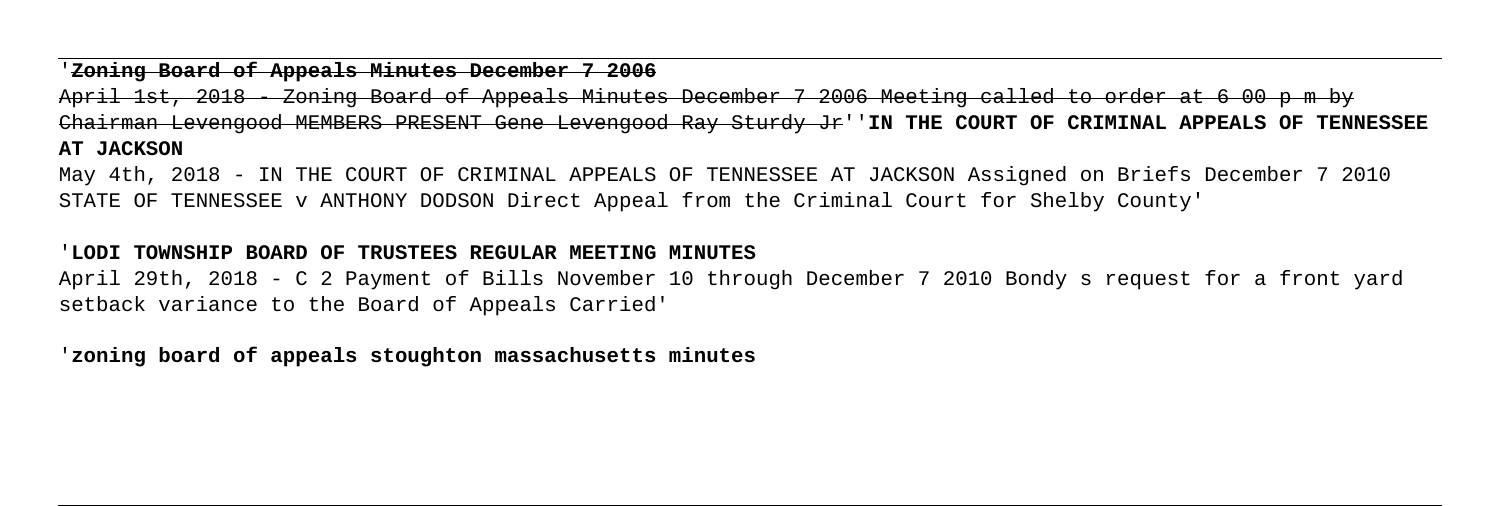'**Zoning Board of Appeals Minutes December 7 2006**

April 1st, 2018 - Zoning Board of Appeals Minutes December 7 2006 Meeting called to order at 6 00 p m by Chairman Levengood MEMBERS PRESENT Gene Levengood Ray Sturdy Jr''**IN THE COURT OF CRIMINAL APPEALS OF TENNESSEE AT JACKSON**

May 4th, 2018 - IN THE COURT OF CRIMINAL APPEALS OF TENNESSEE AT JACKSON Assigned on Briefs December 7 2010 STATE OF TENNESSEE v ANTHONY DODSON Direct Appeal from the Criminal Court for Shelby County'

'**LODI TOWNSHIP BOARD OF TRUSTEES REGULAR MEETING MINUTES**

April 29th, 2018 - C 2 Payment of Bills November 10 through December 7 2010 Bondy s request for a front yard setback variance to the Board of Appeals Carried'

'**zoning board of appeals stoughton massachusetts minutes**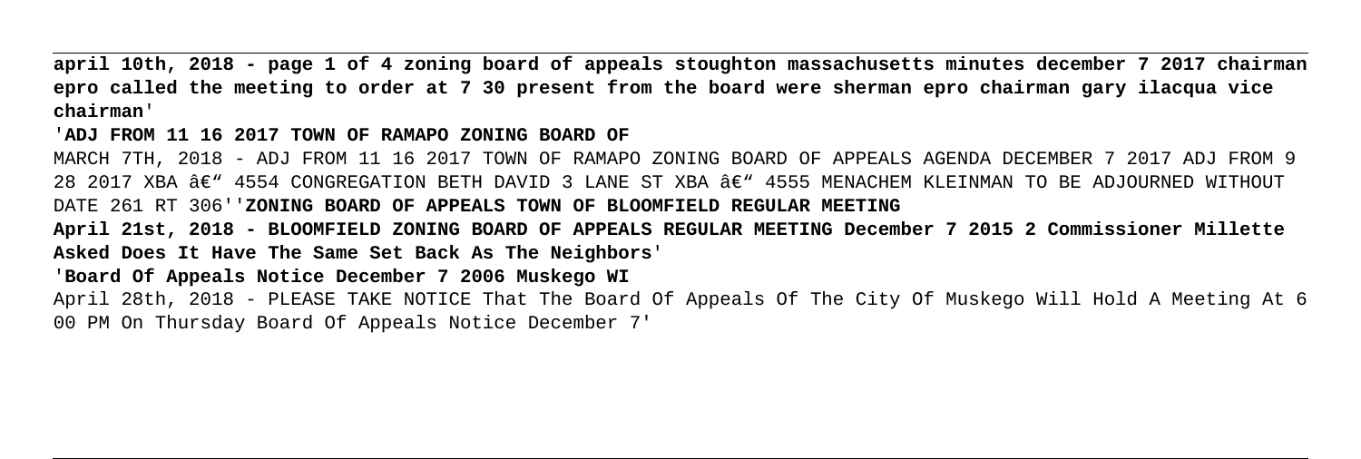**april 10th, 2018 - page 1 of 4 zoning board of appeals stoughton massachusetts minutes december 7 2017 chairman epro called the meeting to order at 7 30 present from the board were sherman epro chairman gary ilacqua vice chairman**'

'**ADJ FROM 11 16 2017 TOWN OF RAMAPO ZONING BOARD OF**

MARCH 7TH, 2018 - ADJ FROM 11 16 2017 TOWN OF RAMAPO ZONING BOARD OF APPEALS AGENDA DECEMBER 7 2017 ADJ FROM 9 28 2017 XBA â€" 4554 CONGREGATION BETH DAVID 3 LANE ST XBA â€" 4555 MENACHEM KLEINMAN TO BE ADJOURNED WITHOUT DATE 261 RT 306''**ZONING BOARD OF APPEALS TOWN OF BLOOMFIELD REGULAR MEETING**

**April 21st, 2018 - BLOOMFIELD ZONING BOARD OF APPEALS REGULAR MEETING December 7 2015 2 Commissioner Millette Asked Does It Have The Same Set Back As The Neighbors**'

'**Board Of Appeals Notice December 7 2006 Muskego WI**

April 28th, 2018 - PLEASE TAKE NOTICE That The Board Of Appeals Of The City Of Muskego Will Hold A Meeting At 6 00 PM On Thursday Board Of Appeals Notice December 7'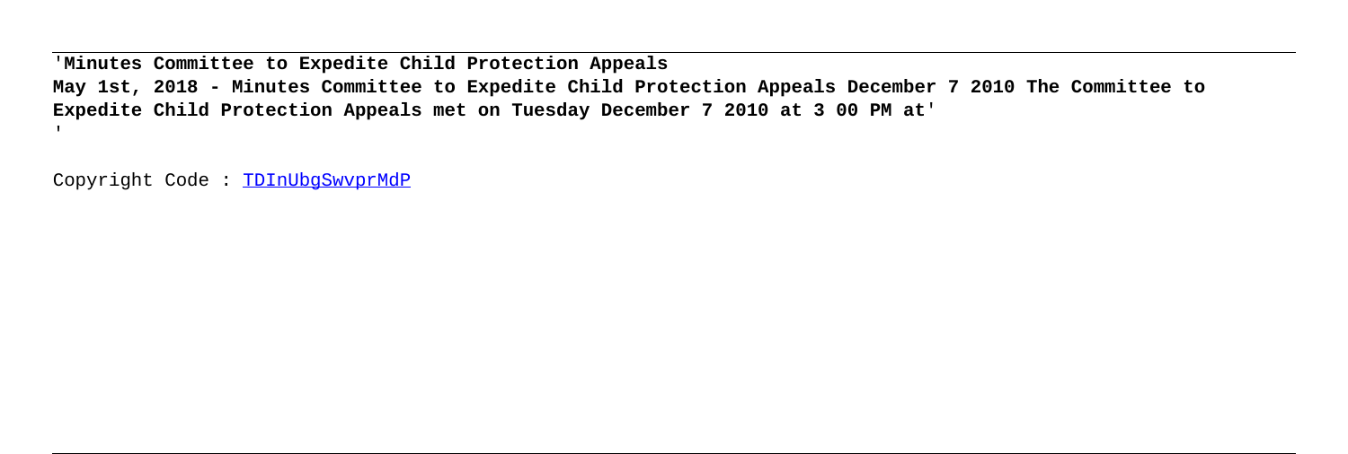'**Minutes Committee to Expedite Child Protection Appeals**
**May 1st, 2018 - Minutes Committee to Expedite Child Protection Appeals December 7 2010 The Committee to Expedite Child Protection Appeals met on Tuesday December 7 2010 at 3 00 PM at**'
'

Copyright Code : TDInUbgSwvprMdP